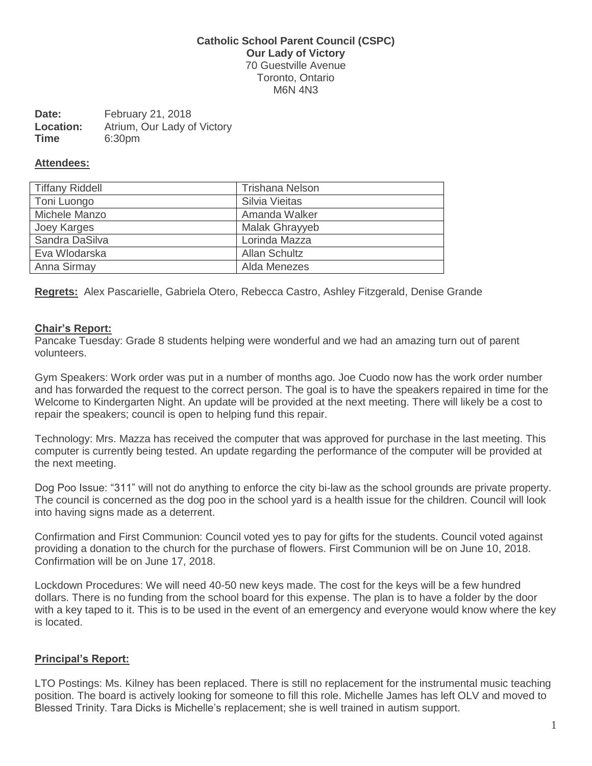**Catholic School Parent Council (CSPC)**
**Our Lady of Victory**
70 Guestville Avenue
Toronto, Ontario
M6N 4N3

**Date:** February 21, 2018
**Location:** Atrium, Our Lady of Victory
**Time** 6:30pm

**Attendees:**

| Tiffany Riddell | Trishana Nelson |
|---|---|
| Toni Luongo | Silvia Vieitas |
| Michele Manzo | Amanda Walker |
| Joey Karges | Malak Ghrayyeb |
| Sandra DaSilva | Lorinda Mazza |
| Eva Wlodarska | Allan Schultz |
| Anna Sirmay | Alda Menezes |

**Regrets:** Alex Pascarielle, Gabriela Otero, Rebecca Castro, Ashley Fitzgerald, Denise Grande

**Chair's Report:**

Pancake Tuesday: Grade 8 students helping were wonderful and we had an amazing turn out of parent volunteers.

Gym Speakers: Work order was put in a number of months ago. Joe Cuodo now has the work order number and has forwarded the request to the correct person. The goal is to have the speakers repaired in time for the Welcome to Kindergarten Night. An update will be provided at the next meeting. There will likely be a cost to repair the speakers; council is open to helping fund this repair.

Technology: Mrs. Mazza has received the computer that was approved for purchase in the last meeting. This computer is currently being tested. An update regarding the performance of the computer will be provided at the next meeting.

Dog Poo Issue: "311" will not do anything to enforce the city bi-law as the school grounds are private property. The council is concerned as the dog poo in the school yard is a health issue for the children. Council will look into having signs made as a deterrent.

Confirmation and First Communion: Council voted yes to pay for gifts for the students. Council voted against providing a donation to the church for the purchase of flowers. First Communion will be on June 10, 2018. Confirmation will be on June 17, 2018.

Lockdown Procedures: We will need 40-50 new keys made. The cost for the keys will be a few hundred dollars. There is no funding from the school board for this expense. The plan is to have a folder by the door with a key taped to it. This is to be used in the event of an emergency and everyone would know where the key is located.

**Principal's Report:**

LTO Postings: Ms. Kilney has been replaced. There is still no replacement for the instrumental music teaching position. The board is actively looking for someone to fill this role. Michelle James has left OLV and moved to Blessed Trinity. Tara Dicks is Michelle's replacement; she is well trained in autism support.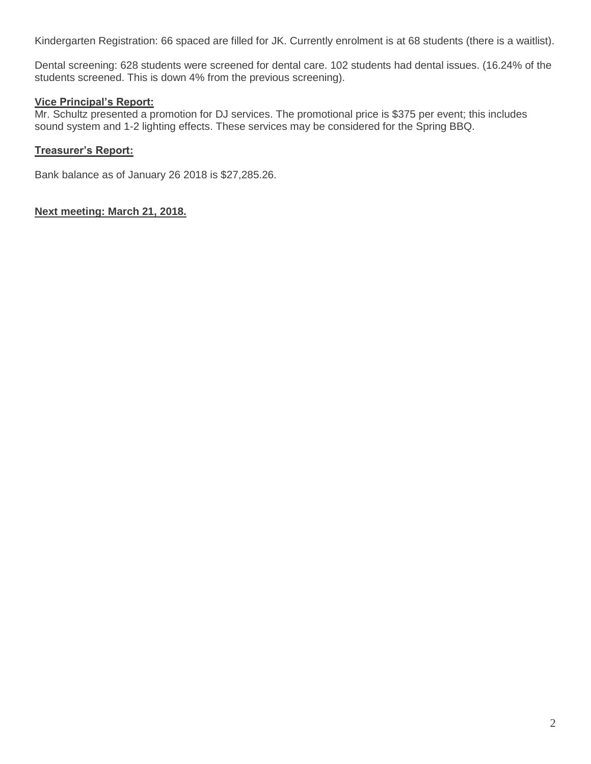Kindergarten Registration: 66 spaced are filled for JK. Currently enrolment is at 68 students (there is a waitlist).

Dental screening: 628 students were screened for dental care. 102 students had dental issues. (16.24% of the students screened. This is down 4% from the previous screening).

**Vice Principal's Report:**

Mr. Schultz presented a promotion for DJ services. The promotional price is $375 per event; this includes sound system and 1-2 lighting effects. These services may be considered for the Spring BBQ.

**Treasurer's Report:**

Bank balance as of January 26 2018 is $27,285.26.

**Next meeting: March 21, 2018.**